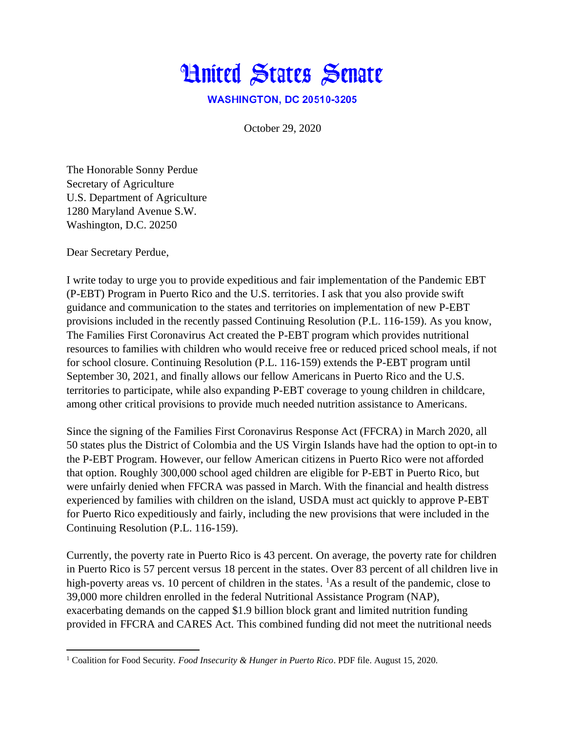# United States Senate

**WASHINGTON, DC 20510-3205**

October 29, 2020

The Honorable Sonny Perdue
Secretary of Agriculture
U.S. Department of Agriculture
1280 Maryland Avenue S.W.
Washington, D.C. 20250

Dear Secretary Perdue,

I write today to urge you to provide expeditious and fair implementation of the Pandemic EBT (P-EBT) Program in Puerto Rico and the U.S. territories. I ask that you also provide swift guidance and communication to the states and territories on implementation of new P-EBT provisions included in the recently passed Continuing Resolution (P.L. 116-159). As you know, The Families First Coronavirus Act created the P-EBT program which provides nutritional resources to families with children who would receive free or reduced priced school meals, if not for school closure. Continuing Resolution (P.L. 116-159) extends the P-EBT program until September 30, 2021, and finally allows our fellow Americans in Puerto Rico and the U.S. territories to participate, while also expanding P-EBT coverage to young children in childcare, among other critical provisions to provide much needed nutrition assistance to Americans.

Since the signing of the Families First Coronavirus Response Act (FFCRA) in March 2020, all 50 states plus the District of Colombia and the US Virgin Islands have had the option to opt-in to the P-EBT Program. However, our fellow American citizens in Puerto Rico were not afforded that option. Roughly 300,000 school aged children are eligible for P-EBT in Puerto Rico, but were unfairly denied when FFCRA was passed in March. With the financial and health distress experienced by families with children on the island, USDA must act quickly to approve P-EBT for Puerto Rico expeditiously and fairly, including the new provisions that were included in the Continuing Resolution (P.L. 116-159).

Currently, the poverty rate in Puerto Rico is 43 percent. On average, the poverty rate for children in Puerto Rico is 57 percent versus 18 percent in the states. Over 83 percent of all children live in high-poverty areas vs. 10 percent of children in the states. [1]As a result of the pandemic, close to 39,000 more children enrolled in the federal Nutritional Assistance Program (NAP), exacerbating demands on the capped $1.9 billion block grant and limited nutrition funding provided in FFCRA and CARES Act. This combined funding did not meet the nutritional needs

---

[1] Coalition for Food Security. *Food Insecurity & Hunger in Puerto Rico*. PDF file. August 15, 2020.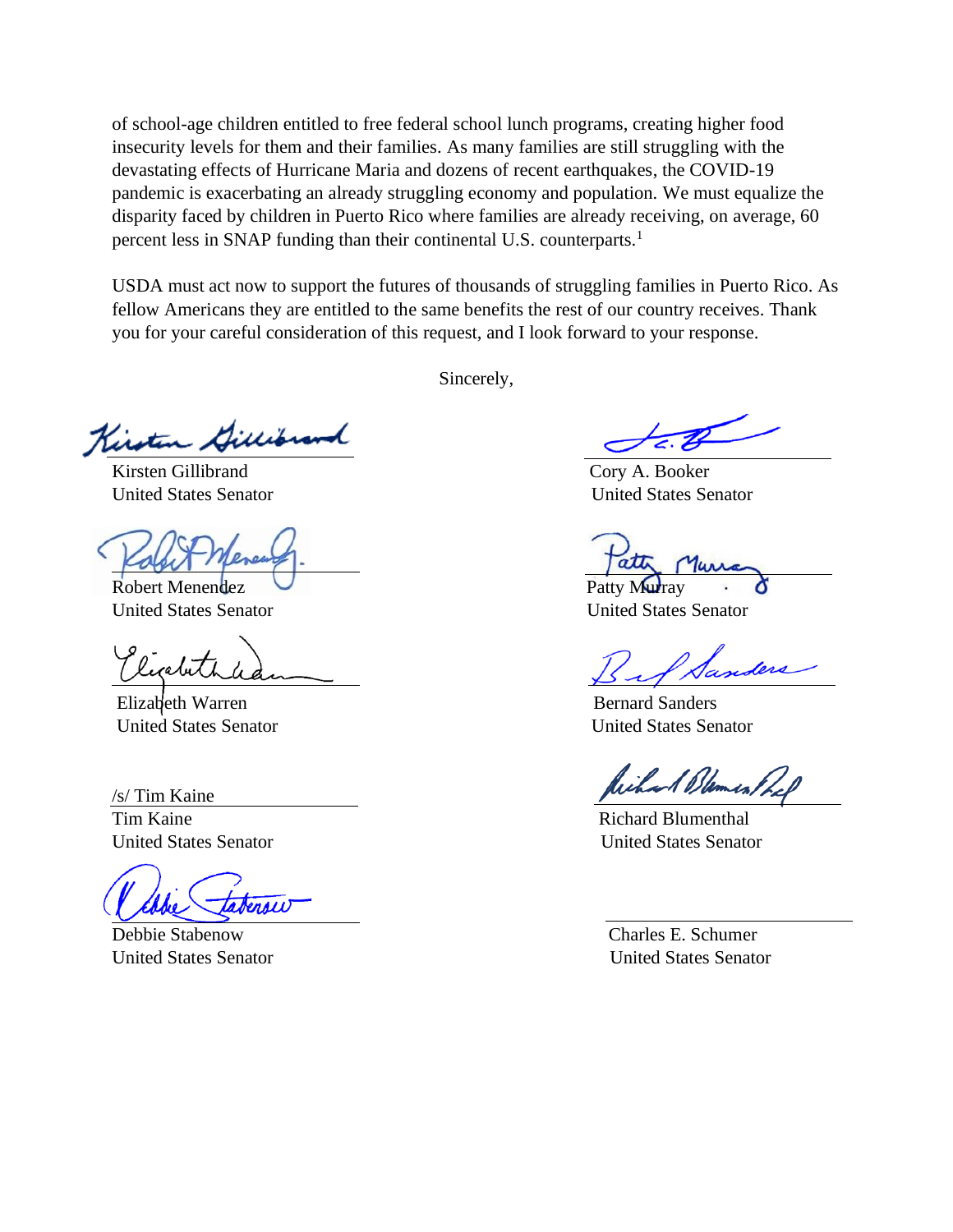of school-age children entitled to free federal school lunch programs, creating higher food insecurity levels for them and their families. As many families are still struggling with the devastating effects of Hurricane Maria and dozens of recent earthquakes, the COVID-19 pandemic is exacerbating an already struggling economy and population. We must equalize the disparity faced by children in Puerto Rico where families are already receiving, on average, 60 percent less in SNAP funding than their continental U.S. counterparts.[1]

USDA must act now to support the futures of thousands of struggling families in Puerto Rico. As fellow Americans they are entitled to the same benefits the rest of our country receives. Thank you for your careful consideration of this request, and I look forward to your response.

Sincerely,

Kirsten Gillibrand
United States Senator

Cory A. Booker
United States Senator

Robert Menendez
United States Senator

Patty Murray
United States Senator

Elizabeth Warren
United States Senator

Bernard Sanders
United States Senator

/s/ Tim Kaine
Tim Kaine
United States Senator

Richard Blumenthal
United States Senator

Debbie Stabenow
United States Senator

Charles E. Schumer
United States Senator